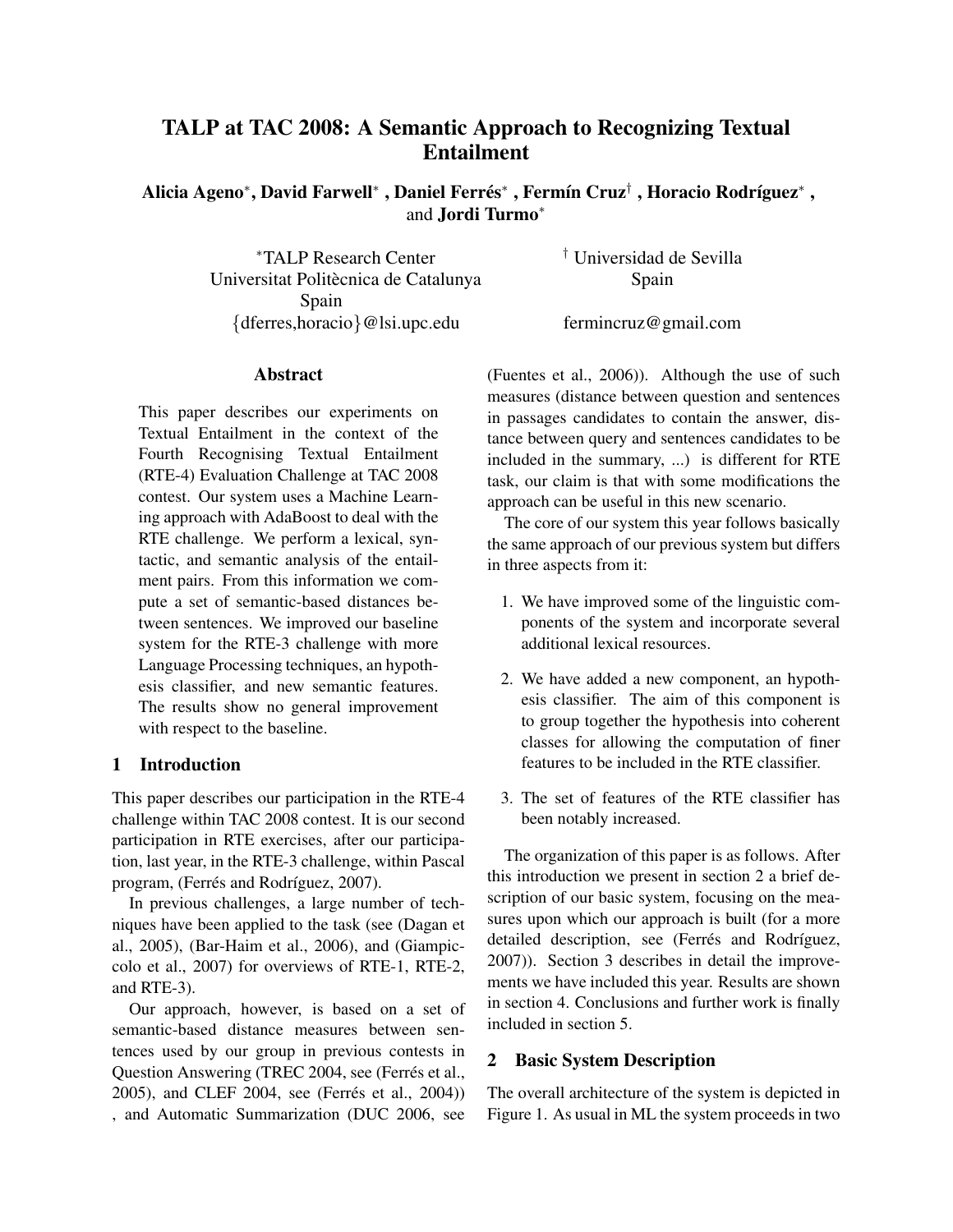# TALP at TAC 2008: A Semantic Approach to Recognizing Textual Entailment

**Alicia Ageno***, **David Farwell***, **Daniel Ferrés***, **Fermín Cruz**†, **Horacio Rodríguez***, and **Jordi Turmo***

*TALP Research Center
Universitat Politècnica de Catalunya
Spain
{dferres,horacio}@lsi.upc.edu

† Universidad de Sevilla
Spain
fermincruz@gmail.com

## Abstract

This paper describes our experiments on Textual Entailment in the context of the Fourth Recognising Textual Entailment (RTE-4) Evaluation Challenge at TAC 2008 contest. Our system uses a Machine Learning approach with AdaBoost to deal with the RTE challenge. We perform a lexical, syntactic, and semantic analysis of the entailment pairs. From this information we compute a set of semantic-based distances between sentences. We improved our baseline system for the RTE-3 challenge with more Language Processing techniques, an hypothesis classifier, and new semantic features. The results show no general improvement with respect to the baseline.

## 1 Introduction

This paper describes our participation in the RTE-4 challenge within TAC 2008 contest. It is our second participation in RTE exercises, after our participation, last year, in the RTE-3 challenge, within Pascal program, (Ferrés and Rodríguez, 2007).

In previous challenges, a large number of techniques have been applied to the task (see (Dagan et al., 2005), (Bar-Haim et al., 2006), and (Giampiccolo et al., 2007) for overviews of RTE-1, RTE-2, and RTE-3).

Our approach, however, is based on a set of semantic-based distance measures between sentences used by our group in previous contests in Question Answering (TREC 2004, see (Ferrés et al., 2005), and CLEF 2004, see (Ferrés et al., 2004)) , and Automatic Summarization (DUC 2006, see (Fuentes et al., 2006)). Although the use of such measures (distance between question and sentences in passages candidates to contain the answer, distance between query and sentences candidates to be included in the summary, ...) is different for RTE task, our claim is that with some modifications the approach can be useful in this new scenario.

The core of our system this year follows basically the same approach of our previous system but differs in three aspects from it:

1. We have improved some of the linguistic components of the system and incorporate several additional lexical resources.
2. We have added a new component, an hypothesis classifier. The aim of this component is to group together the hypothesis into coherent classes for allowing the computation of finer features to be included in the RTE classifier.
3. The set of features of the RTE classifier has been notably increased.

The organization of this paper is as follows. After this introduction we present in section 2 a brief description of our basic system, focusing on the measures upon which our approach is built (for a more detailed description, see (Ferrés and Rodríguez, 2007)). Section 3 describes in detail the improvements we have included this year. Results are shown in section 4. Conclusions and further work is finally included in section 5.

## 2 Basic System Description

The overall architecture of the system is depicted in Figure 1. As usual in ML the system proceeds in two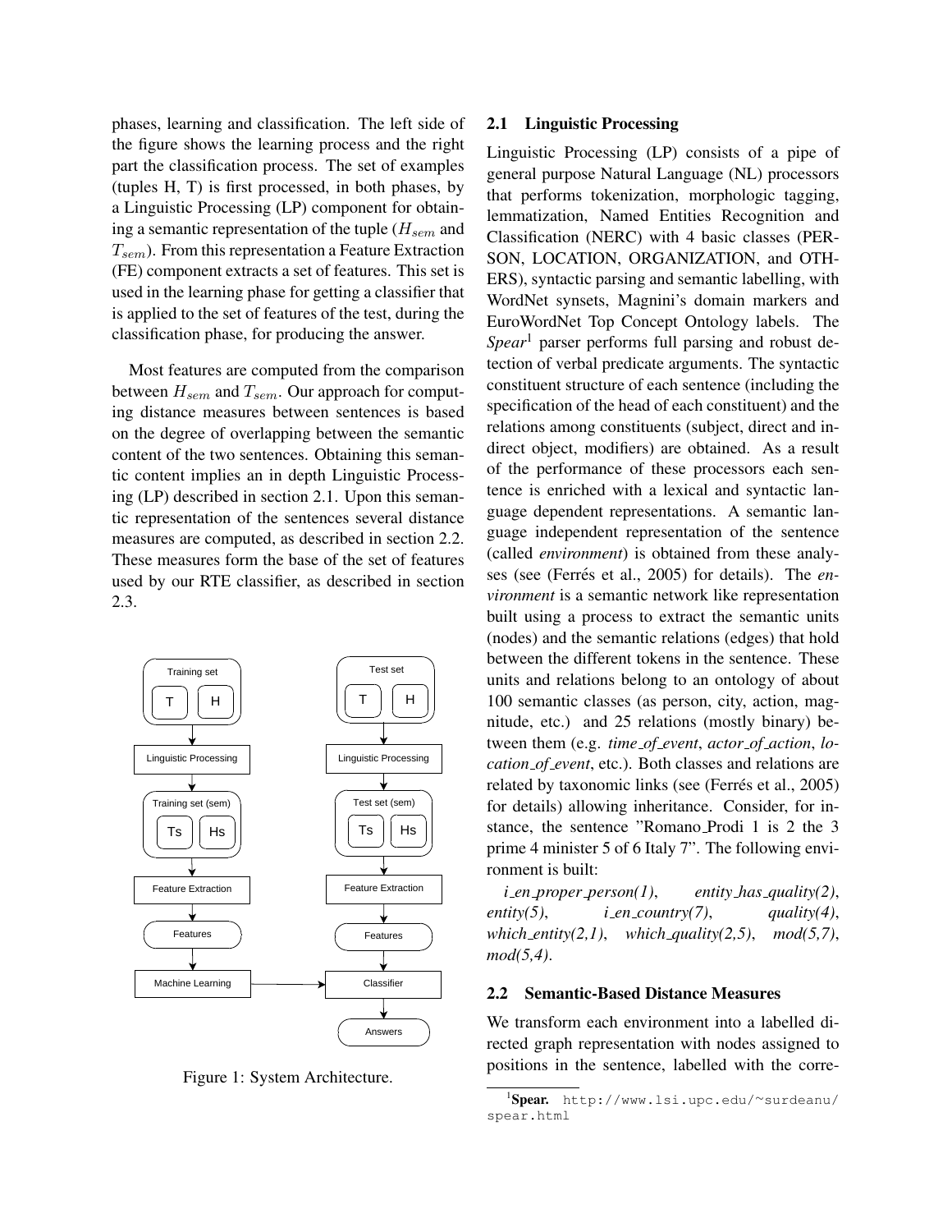phases, learning and classification. The left side of the figure shows the learning process and the right part the classification process. The set of examples (tuples H, T) is first processed, in both phases, by a Linguistic Processing (LP) component for obtaining a semantic representation of the tuple ($H_{sem}$ and $T_{sem}$). From this representation a Feature Extraction (FE) component extracts a set of features. This set is used in the learning phase for getting a classifier that is applied to the set of features of the test, during the classification phase, for producing the answer.

Most features are computed from the comparison between $H_{sem}$ and $T_{sem}$. Our approach for computing distance measures between sentences is based on the degree of overlapping between the semantic content of the two sentences. Obtaining this semantic content implies an in depth Linguistic Processing (LP) described in section 2.1. Upon this semantic representation of the sentences several distance measures are computed, as described in section 2.2. These measures form the base of the set of features used by our RTE classifier, as described in section 2.3.

Figure 1: System Architecture.

## 2.1 Linguistic Processing

Linguistic Processing (LP) consists of a pipe of general purpose Natural Language (NL) processors that performs tokenization, morphologic tagging, lemmatization, Named Entities Recognition and Classification (NERC) with 4 basic classes (PERSON, LOCATION, ORGANIZATION, and OTHERS), syntactic parsing and semantic labelling, with WordNet synsets, Magnini's domain markers and EuroWordNet Top Concept Ontology labels. The *Spear*[1] parser performs full parsing and robust detection of verbal predicate arguments. The syntactic constituent structure of each sentence (including the specification of the head of each constituent) and the relations among constituents (subject, direct and indirect object, modifiers) are obtained. As a result of the performance of these processors each sentence is enriched with a lexical and syntactic language dependent representations. A semantic language independent representation of the sentence (called *environment*) is obtained from these analyses (see (Ferrés et al., 2005) for details). The *environment* is a semantic network like representation built using a process to extract the semantic units (nodes) and the semantic relations (edges) that hold between the different tokens in the sentence. These units and relations belong to an ontology of about 100 semantic classes (as person, city, action, magnitude, etc.) and 25 relations (mostly binary) between them (e.g. *time_of_event*, *actor_of_action*, *location_of_event*, etc.). Both classes and relations are related by taxonomic links (see (Ferrés et al., 2005) for details) allowing inheritance. Consider, for instance, the sentence "Romano_Prodi 1 is 2 the 3 prime 4 minister 5 of 6 Italy 7". The following environment is built:

*i_en_proper_person(1)*, *entity_has_quality(2)*, *entity(5)*, *i_en_country(7)*, *quality(4)*, *which_entity(2,1)*, *which_quality(2,5)*, *mod(5,7)*, *mod(5,4)*.

## 2.2 Semantic-Based Distance Measures

We transform each environment into a labelled directed graph representation with nodes assigned to positions in the sentence, labelled with the corre-

[1] **Spear.** http://www.lsi.upc.edu/~surdeanu/spear.html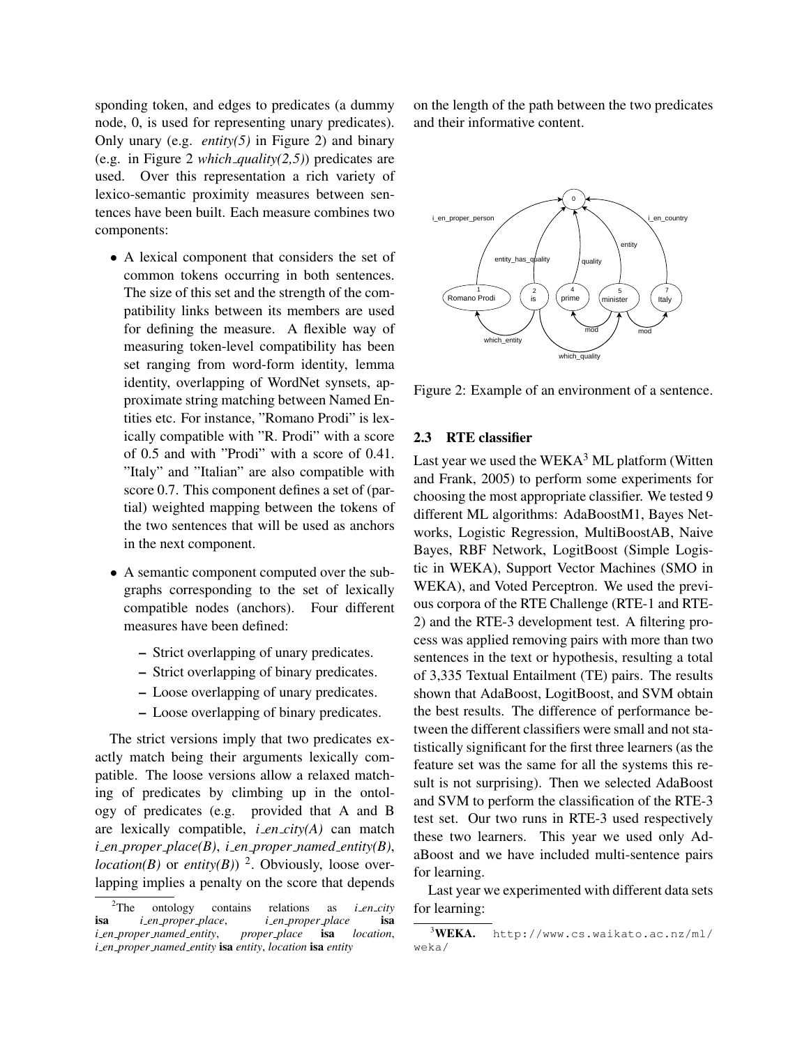sponding token, and edges to predicates (a dummy node, 0, is used for representing unary predicates). Only unary (e.g. *entity(5)* in Figure 2) and binary (e.g. in Figure 2 *which_quality(2,5)*) predicates are used. Over this representation a rich variety of lexico-semantic proximity measures between sentences have been built. Each measure combines two components:

- A lexical component that considers the set of common tokens occurring in both sentences. The size of this set and the strength of the compatibility links between its members are used for defining the measure. A flexible way of measuring token-level compatibility has been set ranging from word-form identity, lemma identity, overlapping of WordNet synsets, approximate string matching between Named Entities etc. For instance, "Romano Prodi" is lexically compatible with "R. Prodi" with a score of 0.5 and with "Prodi" with a score of 0.41. "Italy" and "Italian" are also compatible with score 0.7. This component defines a set of (partial) weighted mapping between the tokens of the two sentences that will be used as anchors in the next component.
- A semantic component computed over the subgraphs corresponding to the set of lexically compatible nodes (anchors). Four different measures have been defined:
  - Strict overlapping of unary predicates.
  - Strict overlapping of binary predicates.
  - Loose overlapping of unary predicates.
  - Loose overlapping of binary predicates.

The strict versions imply that two predicates exactly match being their arguments lexically compatible. The loose versions allow a relaxed matching of predicates by climbing up in the ontology of predicates (e.g. provided that A and B are lexically compatible, *i_en_city(A)* can match *i_en_proper_place(B)*, *i_en_proper_named_entity(B)*, *location(B)* or *entity(B)*) [2]. Obviously, loose overlapping implies a penalty on the score that depends on the length of the path between the two predicates and their informative content.

Figure 2: Example of an environment of a sentence.

### 2.3 RTE classifier

Last year we used the WEKA[3] ML platform (Witten and Frank, 2005) to perform some experiments for choosing the most appropriate classifier. We tested 9 different ML algorithms: AdaBoostM1, Bayes Networks, Logistic Regression, MultiBoostAB, Naive Bayes, RBF Network, LogitBoost (Simple Logistic in WEKA), Support Vector Machines (SMO in WEKA), and Voted Perceptron. We used the previous corpora of the RTE Challenge (RTE-1 and RTE-2) and the RTE-3 development test. A filtering process was applied removing pairs with more than two sentences in the text or hypothesis, resulting a total of 3,335 Textual Entailment (TE) pairs. The results shown that AdaBoost, LogitBoost, and SVM obtain the best results. The difference of performance between the different classifiers were small and not statistically significant for the first three learners (as the feature set was the same for all the systems this result is not surprising). Then we selected AdaBoost and SVM to perform the classification of the RTE-3 test set. Our two runs in RTE-3 used respectively these two learners. This year we used only AdaBoost and we have included multi-sentence pairs for learning.

Last year we experimented with different data sets for learning:

[2] The ontology contains relations as *i_en_city* **isa** *i_en_proper_place*, *i_en_proper_place* **isa** *i_en_proper_named_entity*, *proper_place* **isa** *location*, *i_en_proper_named_entity* **isa** *entity*, *location* **isa** *entity*

[3] **WEKA.** http://www.cs.waikato.ac.nz/ml/weka/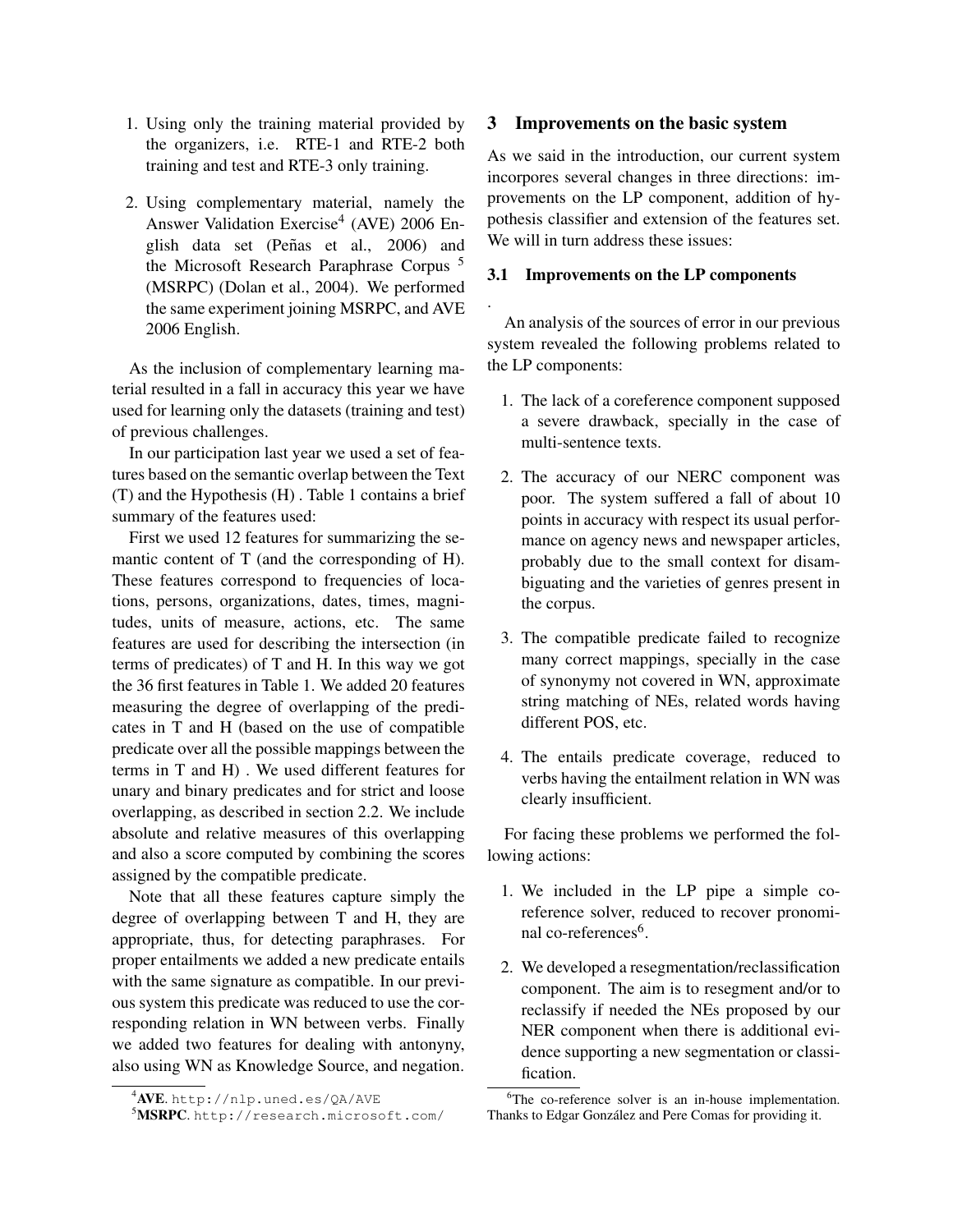1. Using only the training material provided by the organizers, i.e. RTE-1 and RTE-2 both training and test and RTE-3 only training.

2. Using complementary material, namely the Answer Validation Exercise[4] (AVE) 2006 English data set (Peñas et al., 2006) and the Microsoft Research Paraphrase Corpus [5] (MSRPC) (Dolan et al., 2004). We performed the same experiment joining MSRPC, and AVE 2006 English.

As the inclusion of complementary learning material resulted in a fall in accuracy this year we have used for learning only the datasets (training and test) of previous challenges.

In our participation last year we used a set of features based on the semantic overlap between the Text (T) and the Hypothesis (H) . Table 1 contains a brief summary of the features used:

First we used 12 features for summarizing the semantic content of T (and the corresponding of H). These features correspond to frequencies of locations, persons, organizations, dates, times, magnitudes, units of measure, actions, etc. The same features are used for describing the intersection (in terms of predicates) of T and H. In this way we got the 36 first features in Table 1. We added 20 features measuring the degree of overlapping of the predicates in T and H (based on the use of compatible predicate over all the possible mappings between the terms in T and H) . We used different features for unary and binary predicates and for strict and loose overlapping, as described in section 2.2. We include absolute and relative measures of this overlapping and also a score computed by combining the scores assigned by the compatible predicate.

Note that all these features capture simply the degree of overlapping between T and H, they are appropriate, thus, for detecting paraphrases. For proper entailments we added a new predicate entails with the same signature as compatible. In our previous system this predicate was reduced to use the corresponding relation in WN between verbs. Finally we added two features for dealing with antonyny, also using WN as Knowledge Source, and negation.

[4]**AVE**. http://nlp.uned.es/QA/AVE

[5]**MSRPC**. http://research.microsoft.com/

## 3 Improvements on the basic system

As we said in the introduction, our current system incorpores several changes in three directions: improvements on the LP component, addition of hypothesis classifier and extension of the features set. We will in turn address these issues:

### 3.1 Improvements on the LP components

.

An analysis of the sources of error in our previous system revealed the following problems related to the LP components:

1. The lack of a coreference component supposed a severe drawback, specially in the case of multi-sentence texts.

2. The accuracy of our NERC component was poor. The system suffered a fall of about 10 points in accuracy with respect its usual performance on agency news and newspaper articles, probably due to the small context for disambiguating and the varieties of genres present in the corpus.

3. The compatible predicate failed to recognize many correct mappings, specially in the case of synonymy not covered in WN, approximate string matching of NEs, related words having different POS, etc.

4. The entails predicate coverage, reduced to verbs having the entailment relation in WN was clearly insufficient.

For facing these problems we performed the following actions:

1. We included in the LP pipe a simple coreference solver, reduced to recover pronominal co-references[6].

2. We developed a resegmentation/reclassification component. The aim is to resegment and/or to reclassify if needed the NEs proposed by our NER component when there is additional evidence supporting a new segmentation or classification.

[6]The co-reference solver is an in-house implementation. Thanks to Edgar González and Pere Comas for providing it.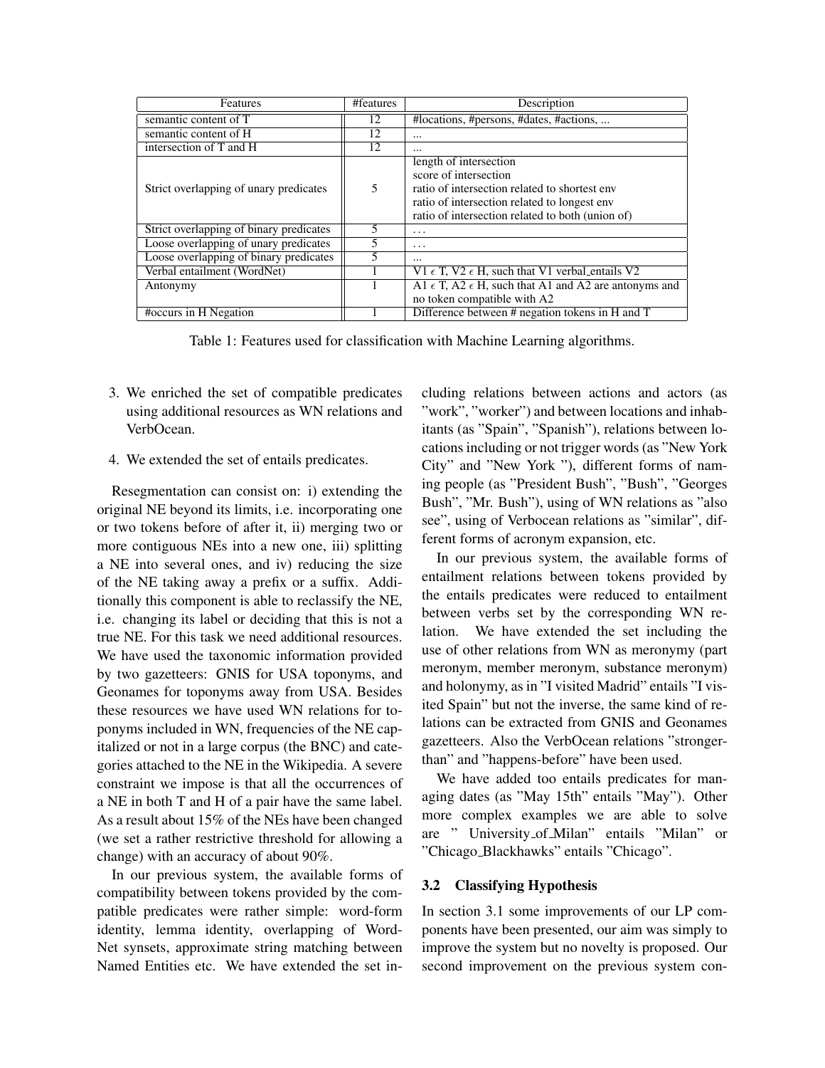| Features | #features | Description |
|---|---|---|
| semantic content of T | 12 | #locations, #persons, #dates, #actions, ... |
| semantic content of H | 12 | ... |
| intersection of T and H | 12 | ... |
| Strict overlapping of unary predicates | 5 | length of intersection<br>score of intersection<br>ratio of intersection related to shortest env<br>ratio of intersection related to longest env<br>ratio of intersection related to both (union of) |
| Strict overlapping of binary predicates | 5 | ... |
| Loose overlapping of unary predicates | 5 | ... |
| Loose overlapping of binary predicates | 5 | ... |
| Verbal entailment (WordNet) | 1 | V1 $\epsilon$ T, V2 $\epsilon$ H, such that V1 verbal_entails V2 |
| Antonymy | 1 | A1 $\epsilon$ T, A2 $\epsilon$ H, such that A1 and A2 are antonyms and no token compatible with A2 |
| #occurs in H Negation | 1 | Difference between # negation tokens in H and T |

Table 1: Features used for classification with Machine Learning algorithms.

3. We enriched the set of compatible predicates using additional resources as WN relations and VerbOcean.
4. We extended the set of entails predicates.

Resegmentation can consist on: i) extending the original NE beyond its limits, i.e. incorporating one or two tokens before of after it, ii) merging two or more contiguous NEs into a new one, iii) splitting a NE into several ones, and iv) reducing the size of the NE taking away a prefix or a suffix. Additionally this component is able to reclassify the NE, i.e. changing its label or deciding that this is not a true NE. For this task we need additional resources. We have used the taxonomic information provided by two gazetteers: GNIS for USA toponyms, and Geonames for toponyms away from USA. Besides these resources we have used WN relations for toponyms included in WN, frequencies of the NE capitalized or not in a large corpus (the BNC) and categories attached to the NE in the Wikipedia. A severe constraint we impose is that all the occurrences of a NE in both T and H of a pair have the same label. As a result about 15% of the NEs have been changed (we set a rather restrictive threshold for allowing a change) with an accuracy of about 90%.

In our previous system, the available forms of compatibility between tokens provided by the compatible predicates were rather simple: word-form identity, lemma identity, overlapping of WordNet synsets, approximate string matching between Named Entities etc. We have extended the set including relations between actions and actors (as "work", "worker") and between locations and inhabitants (as "Spain", "Spanish"), relations between locations including or not trigger words (as "New York City" and "New York "), different forms of naming people (as "President Bush", "Bush", "Georges Bush", "Mr. Bush"), using of WN relations as "also see", using of Verbocean relations as "similar", different forms of acronym expansion, etc.

In our previous system, the available forms of entailment relations between tokens provided by the entails predicates were reduced to entailment between verbs set by the corresponding WN relation. We have extended the set including the use of other relations from WN as meronymy (part meronym, member meronym, substance meronym) and holonymy, as in "I visited Madrid" entails "I visited Spain" but not the inverse, the same kind of relations can be extracted from GNIS and Geonames gazetteers. Also the VerbOcean relations "stronger-than" and "happens-before" have been used.

We have added too entails predicates for managing dates (as "May 15th" entails "May"). Other more complex examples we are able to solve are " University_of_Milan" entails "Milan" or "Chicago_Blackhawks" entails "Chicago".

### 3.2 Classifying Hypothesis

In section 3.1 some improvements of our LP components have been presented, our aim was simply to improve the system but no novelty is proposed. Our second improvement on the previous system con-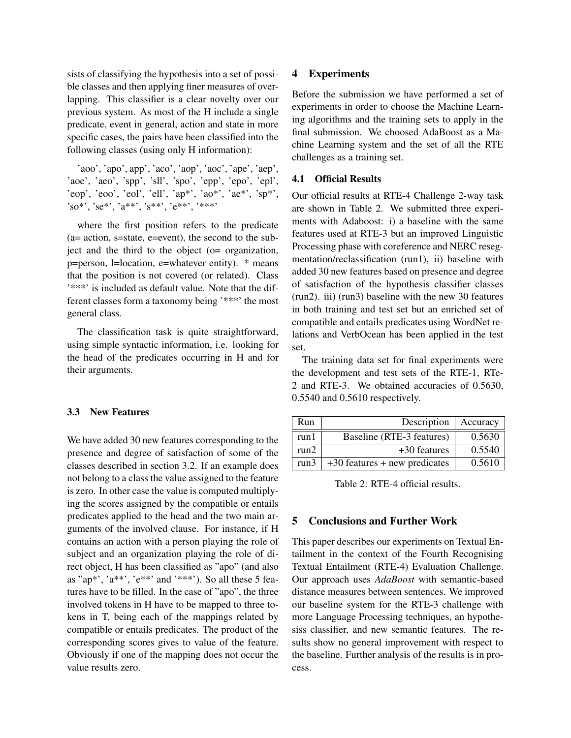sists of classifying the hypothesis into a set of possible classes and then applying finer measures of overlapping. This classifier is a clear novelty over our previous system. As most of the H include a single predicate, event in general, action and state in more specific cases, the pairs have been classified into the following classes (using only H information):

'aoo', 'apo', app', 'aco', 'aop', 'aoc', 'ape', 'aep', 'aoe', 'aeo', 'spp', 'sll', 'spo', 'epp', 'epo', 'epl', 'eop', 'eoo', 'eol', 'ell', 'ap*', 'ao*', 'ae*', 'sp*', 'so*', 'se*', 'a**', 's**', 'e**', '***'

where the first position refers to the predicate (a= action, s=state, e=event), the second to the subject and the third to the object (o= organization, p=person, l=location, e=whatever entity). * means that the position is not covered (or related). Class '***' is included as default value. Note that the different classes form a taxonomy being '***' the most general class.

The classification task is quite straightforward, using simple syntactic information, i.e. looking for the head of the predicates occurring in H and for their arguments.

### 3.3 New Features

We have added 30 new features corresponding to the presence and degree of satisfaction of some of the classes described in section 3.2. If an example does not belong to a class the value assigned to the feature is zero. In other case the value is computed multiplying the scores assigned by the compatible or entails predicates applied to the head and the two main arguments of the involved clause. For instance, if H contains an action with a person playing the role of subject and an organization playing the role of direct object, H has been classified as "apo" (and also as "ap*', 'a**', 'e**' and '***'). So all these 5 features have to be filled. In the case of "apo", the three involved tokens in H have to be mapped to three tokens in T, being each of the mappings related by compatible or entails predicates. The product of the corresponding scores gives to value of the feature. Obviously if one of the mapping does not occur the value results zero.

## 4 Experiments

Before the submission we have performed a set of experiments in order to choose the Machine Learning algorithms and the training sets to apply in the final submission. We choosed AdaBoost as a Machine Learning system and the set of all the RTE challenges as a training set.

### 4.1 Official Results

Our official results at RTE-4 Challenge 2-way task are shown in Table 2. We submitted three experiments with Adaboost: i) a baseline with the same features used at RTE-3 but an improved Linguistic Processing phase with coreference and NERC resegmentation/reclassification (run1), ii) baseline with added 30 new features based on presence and degree of satisfaction of the hypothesis classifier classes (run2). iii) (run3) baseline with the new 30 features in both training and test set but an enriched set of compatible and entails predicates using WordNet relations and VerbOcean has been applied in the test set.

The training data set for final experiments were the development and test sets of the RTE-1, RTe-2 and RTE-3. We obtained accuracies of 0.5630, 0.5540 and 0.5610 respectively.

| Run | Description | Accuracy |
|---|---|---|
| run1 | Baseline (RTE-3 features) | 0.5630 |
| run2 | +30 features | 0.5540 |
| run3 | +30 features + new predicates | 0.5610 |

Table 2: RTE-4 official results.

## 5 Conclusions and Further Work

This paper describes our experiments on Textual Entailment in the context of the Fourth Recognising Textual Entailment (RTE-4) Evaluation Challenge. Our approach uses *AdaBoost* with semantic-based distance measures between sentences. We improved our baseline system for the RTE-3 challenge with more Language Processing techniques, an hypothesiss classifier, and new semantic features. The results show no general improvement with respect to the baseline. Further analysis of the results is in process.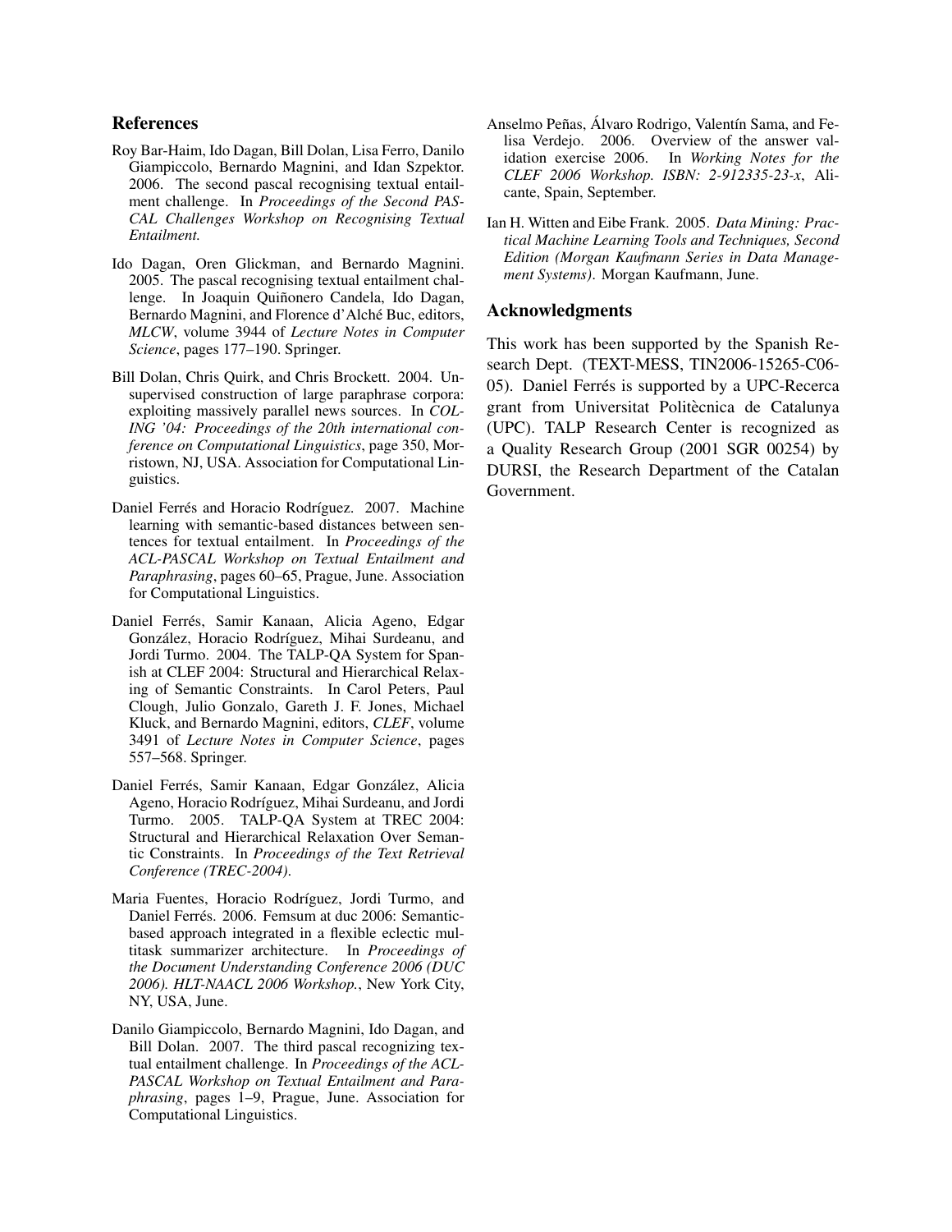## References

Roy Bar-Haim, Ido Dagan, Bill Dolan, Lisa Ferro, Danilo Giampiccolo, Bernardo Magnini, and Idan Szpektor. 2006. The second pascal recognising textual entailment challenge. In *Proceedings of the Second PASCAL Challenges Workshop on Recognising Textual Entailment.*

Ido Dagan, Oren Glickman, and Bernardo Magnini. 2005. The pascal recognising textual entailment challenge. In Joaquin Quiñonero Candela, Ido Dagan, Bernardo Magnini, and Florence d'Alché Buc, editors, *MLCW*, volume 3944 of *Lecture Notes in Computer Science*, pages 177–190. Springer.

Bill Dolan, Chris Quirk, and Chris Brockett. 2004. Unsupervised construction of large paraphrase corpora: exploiting massively parallel news sources. In *COLING '04: Proceedings of the 20th international conference on Computational Linguistics*, page 350, Morristown, NJ, USA. Association for Computational Linguistics.

Daniel Ferrés and Horacio Rodríguez. 2007. Machine learning with semantic-based distances between sentences for textual entailment. In *Proceedings of the ACL-PASCAL Workshop on Textual Entailment and Paraphrasing*, pages 60–65, Prague, June. Association for Computational Linguistics.

Daniel Ferrés, Samir Kanaan, Alicia Ageno, Edgar González, Horacio Rodríguez, Mihai Surdeanu, and Jordi Turmo. 2004. The TALP-QA System for Spanish at CLEF 2004: Structural and Hierarchical Relaxing of Semantic Constraints. In Carol Peters, Paul Clough, Julio Gonzalo, Gareth J. F. Jones, Michael Kluck, and Bernardo Magnini, editors, *CLEF*, volume 3491 of *Lecture Notes in Computer Science*, pages 557–568. Springer.

Daniel Ferrés, Samir Kanaan, Edgar González, Alicia Ageno, Horacio Rodríguez, Mihai Surdeanu, and Jordi Turmo. 2005. TALP-QA System at TREC 2004: Structural and Hierarchical Relaxation Over Semantic Constraints. In *Proceedings of the Text Retrieval Conference (TREC-2004)*.

Maria Fuentes, Horacio Rodríguez, Jordi Turmo, and Daniel Ferrés. 2006. Femsum at duc 2006: Semantic-based approach integrated in a flexible eclectic multitask summarizer architecture. In *Proceedings of the Document Understanding Conference 2006 (DUC 2006). HLT-NAACL 2006 Workshop.*, New York City, NY, USA, June.

Danilo Giampiccolo, Bernardo Magnini, Ido Dagan, and Bill Dolan. 2007. The third pascal recognizing textual entailment challenge. In *Proceedings of the ACL-PASCAL Workshop on Textual Entailment and Paraphrasing*, pages 1–9, Prague, June. Association for Computational Linguistics.

Anselmo Peñas, Álvaro Rodrigo, Valentín Sama, and Felisa Verdejo. 2006. Overview of the answer validation exercise 2006. In *Working Notes for the CLEF 2006 Workshop. ISBN: 2-912335-23-x*, Alicante, Spain, September.

Ian H. Witten and Eibe Frank. 2005. *Data Mining: Practical Machine Learning Tools and Techniques, Second Edition (Morgan Kaufmann Series in Data Management Systems)*. Morgan Kaufmann, June.

## Acknowledgments

This work has been supported by the Spanish Research Dept. (TEXT-MESS, TIN2006-15265-C06-05). Daniel Ferrés is supported by a UPC-Recerca grant from Universitat Politècnica de Catalunya (UPC). TALP Research Center is recognized as a Quality Research Group (2001 SGR 00254) by DURSI, the Research Department of the Catalan Government.